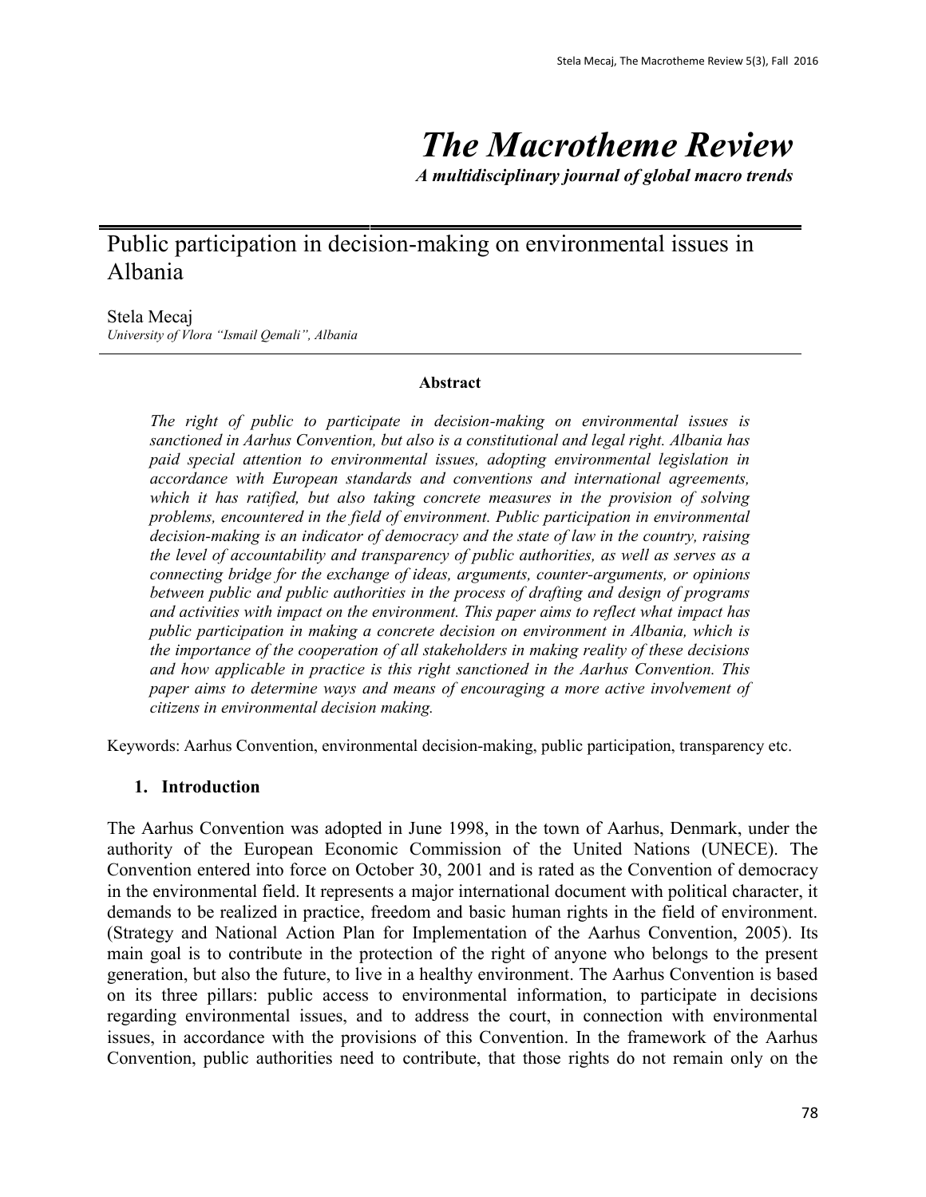# *The Macrotheme Review*

***A multidisciplinary journal of global macro trends***

## Public participation in decision-making on environmental issues in Albania

Stela Mecaj

*University of Vlora "Ismail Qemali", Albania*

**Abstract**

*The right of public to participate in decision-making on environmental issues is sanctioned in Aarhus Convention, but also is a constitutional and legal right. Albania has paid special attention to environmental issues, adopting environmental legislation in accordance with European standards and conventions and international agreements, which it has ratified, but also taking concrete measures in the provision of solving problems, encountered in the field of environment. Public participation in environmental decision-making is an indicator of democracy and the state of law in the country, raising the level of accountability and transparency of public authorities, as well as serves as a connecting bridge for the exchange of ideas, arguments, counter-arguments, or opinions between public and public authorities in the process of drafting and design of programs and activities with impact on the environment. This paper aims to reflect what impact has public participation in making a concrete decision on environment in Albania, which is the importance of the cooperation of all stakeholders in making reality of these decisions and how applicable in practice is this right sanctioned in the Aarhus Convention. This paper aims to determine ways and means of encouraging a more active involvement of citizens in environmental decision making.*

Keywords: Aarhus Convention, environmental decision-making, public participation, transparency etc.

### 1. Introduction

The Aarhus Convention was adopted in June 1998, in the town of Aarhus, Denmark, under the authority of the European Economic Commission of the United Nations (UNECE). The Convention entered into force on October 30, 2001 and is rated as the Convention of democracy in the environmental field. It represents a major international document with political character, it demands to be realized in practice, freedom and basic human rights in the field of environment. (Strategy and National Action Plan for Implementation of the Aarhus Convention, 2005). Its main goal is to contribute in the protection of the right of anyone who belongs to the present generation, but also the future, to live in a healthy environment. The Aarhus Convention is based on its three pillars: public access to environmental information, to participate in decisions regarding environmental issues, and to address the court, in connection with environmental issues, in accordance with the provisions of this Convention. In the framework of the Aarhus Convention, public authorities need to contribute, that those rights do not remain only on the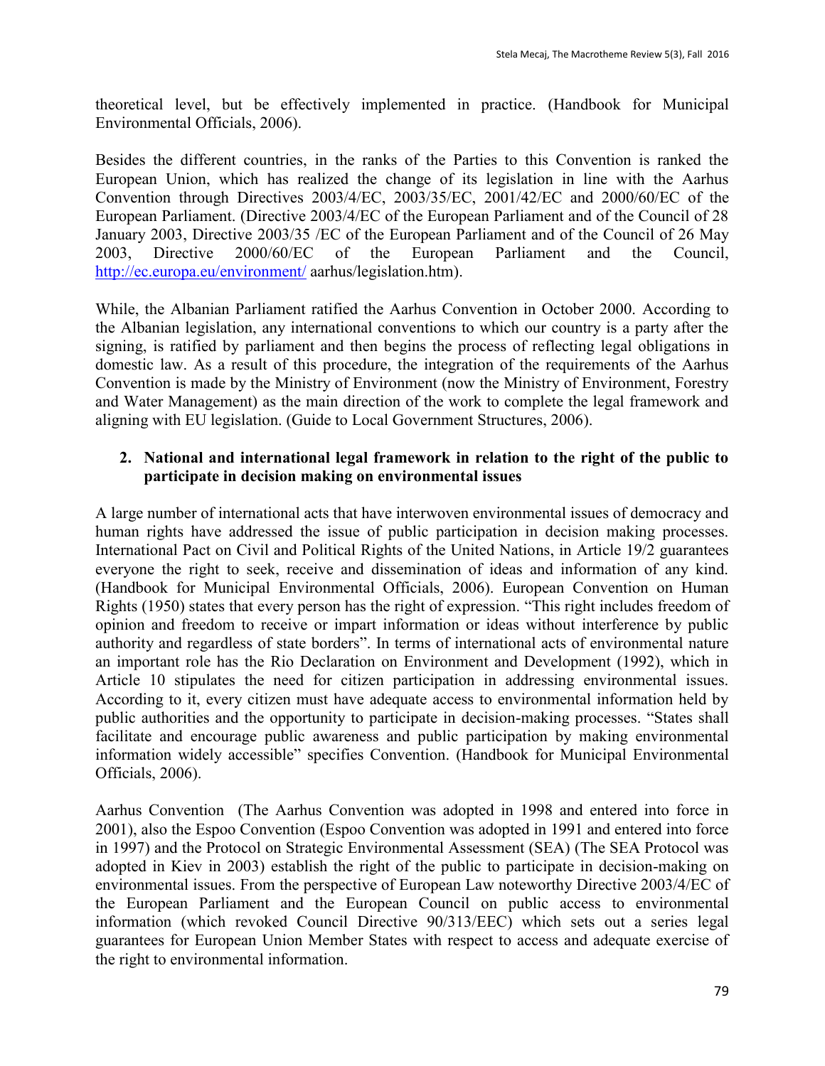theoretical level, but be effectively implemented in practice. (Handbook for Municipal Environmental Officials, 2006).

Besides the different countries, in the ranks of the Parties to this Convention is ranked the European Union, which has realized the change of its legislation in line with the Aarhus Convention through Directives 2003/4/EC, 2003/35/EC, 2001/42/EC and 2000/60/EC of the European Parliament. (Directive 2003/4/EC of the European Parliament and of the Council of 28 January 2003, Directive 2003/35 /EC of the European Parliament and of the Council of 26 May 2003, Directive 2000/60/EC of the European Parliament and the Council, http://ec.europa.eu/environment/ aarhus/legislation.htm).

While, the Albanian Parliament ratified the Aarhus Convention in October 2000. According to the Albanian legislation, any international conventions to which our country is a party after the signing, is ratified by parliament and then begins the process of reflecting legal obligations in domestic law. As a result of this procedure, the integration of the requirements of the Aarhus Convention is made by the Ministry of Environment (now the Ministry of Environment, Forestry and Water Management) as the main direction of the work to complete the legal framework and aligning with EU legislation. (Guide to Local Government Structures, 2006).

## 2. National and international legal framework in relation to the right of the public to participate in decision making on environmental issues

A large number of international acts that have interwoven environmental issues of democracy and human rights have addressed the issue of public participation in decision making processes. International Pact on Civil and Political Rights of the United Nations, in Article 19/2 guarantees everyone the right to seek, receive and dissemination of ideas and information of any kind. (Handbook for Municipal Environmental Officials, 2006). European Convention on Human Rights (1950) states that every person has the right of expression. "This right includes freedom of opinion and freedom to receive or impart information or ideas without interference by public authority and regardless of state borders". In terms of international acts of environmental nature an important role has the Rio Declaration on Environment and Development (1992), which in Article 10 stipulates the need for citizen participation in addressing environmental issues. According to it, every citizen must have adequate access to environmental information held by public authorities and the opportunity to participate in decision-making processes. "States shall facilitate and encourage public awareness and public participation by making environmental information widely accessible" specifies Convention. (Handbook for Municipal Environmental Officials, 2006).

Aarhus Convention (The Aarhus Convention was adopted in 1998 and entered into force in 2001), also the Espoo Convention (Espoo Convention was adopted in 1991 and entered into force in 1997) and the Protocol on Strategic Environmental Assessment (SEA) (The SEA Protocol was adopted in Kiev in 2003) establish the right of the public to participate in decision-making on environmental issues. From the perspective of European Law noteworthy Directive 2003/4/EC of the European Parliament and the European Council on public access to environmental information (which revoked Council Directive 90/313/EEC) which sets out a series legal guarantees for European Union Member States with respect to access and adequate exercise of the right to environmental information.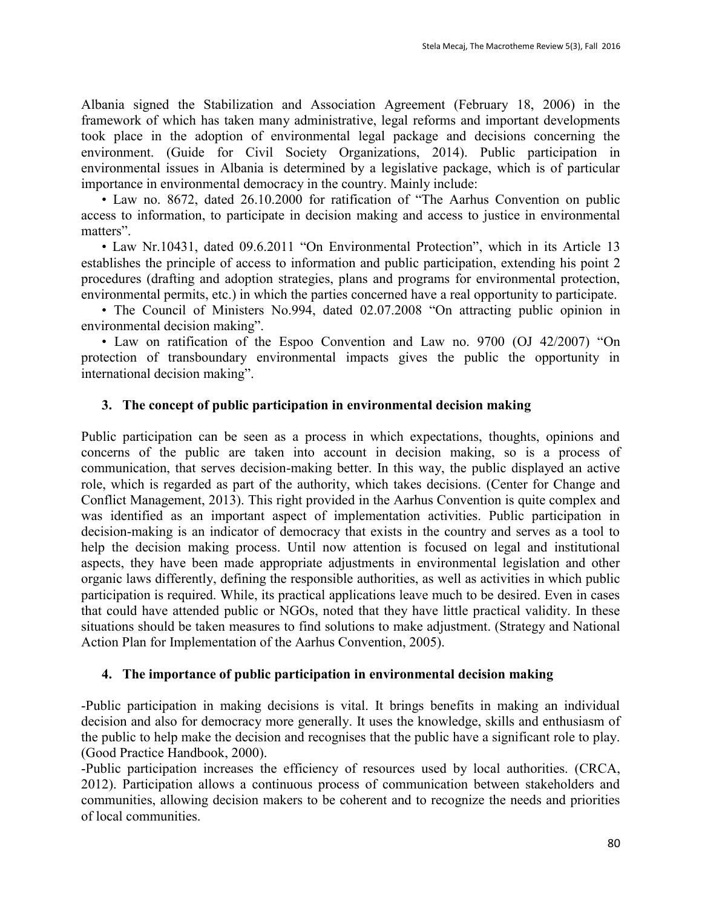Albania signed the Stabilization and Association Agreement (February 18, 2006) in the framework of which has taken many administrative, legal reforms and important developments took place in the adoption of environmental legal package and decisions concerning the environment. (Guide for Civil Society Organizations, 2014). Public participation in environmental issues in Albania is determined by a legislative package, which is of particular importance in environmental democracy in the country. Mainly include:

- Law no. 8672, dated 26.10.2000 for ratification of "The Aarhus Convention on public access to information, to participate in decision making and access to justice in environmental matters".
- Law Nr.10431, dated 09.6.2011 "On Environmental Protection", which in its Article 13 establishes the principle of access to information and public participation, extending his point 2 procedures (drafting and adoption strategies, plans and programs for environmental protection, environmental permits, etc.) in which the parties concerned have a real opportunity to participate.
- The Council of Ministers No.994, dated 02.07.2008 "On attracting public opinion in environmental decision making".
- Law on ratification of the Espoo Convention and Law no. 9700 (OJ 42/2007) "On protection of transboundary environmental impacts gives the public the opportunity in international decision making".

### 3. The concept of public participation in environmental decision making

Public participation can be seen as a process in which expectations, thoughts, opinions and concerns of the public are taken into account in decision making, so is a process of communication, that serves decision-making better. In this way, the public displayed an active role, which is regarded as part of the authority, which takes decisions. (Center for Change and Conflict Management, 2013). This right provided in the Aarhus Convention is quite complex and was identified as an important aspect of implementation activities. Public participation in decision-making is an indicator of democracy that exists in the country and serves as a tool to help the decision making process. Until now attention is focused on legal and institutional aspects, they have been made appropriate adjustments in environmental legislation and other organic laws differently, defining the responsible authorities, as well as activities in which public participation is required. While, its practical applications leave much to be desired. Even in cases that could have attended public or NGOs, noted that they have little practical validity. In these situations should be taken measures to find solutions to make adjustment. (Strategy and National Action Plan for Implementation of the Aarhus Convention, 2005).

### 4. The importance of public participation in environmental decision making

-Public participation in making decisions is vital. It brings benefits in making an individual decision and also for democracy more generally. It uses the knowledge, skills and enthusiasm of the public to help make the decision and recognises that the public have a significant role to play. (Good Practice Handbook, 2000).

-Public participation increases the efficiency of resources used by local authorities. (CRCA, 2012). Participation allows a continuous process of communication between stakeholders and communities, allowing decision makers to be coherent and to recognize the needs and priorities of local communities.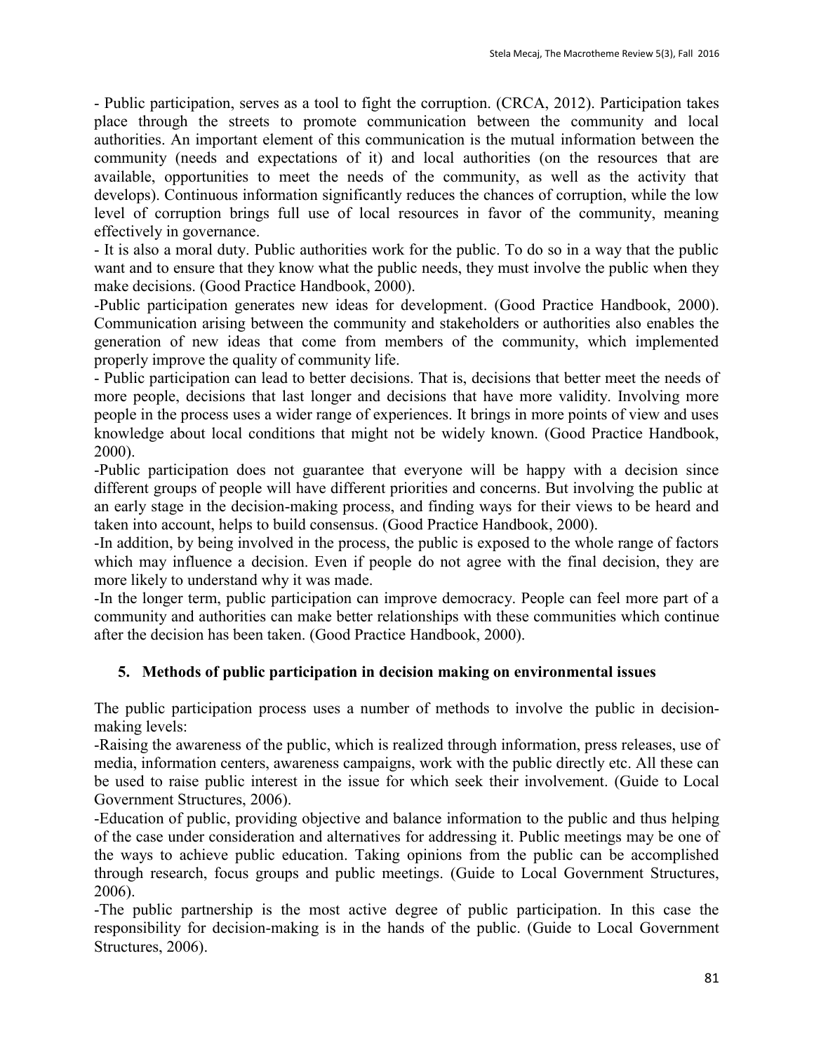- Public participation, serves as a tool to fight the corruption. (CRCA, 2012). Participation takes place through the streets to promote communication between the community and local authorities. An important element of this communication is the mutual information between the community (needs and expectations of it) and local authorities (on the resources that are available, opportunities to meet the needs of the community, as well as the activity that develops). Continuous information significantly reduces the chances of corruption, while the low level of corruption brings full use of local resources in favor of the community, meaning effectively in governance.

- It is also a moral duty. Public authorities work for the public. To do so in a way that the public want and to ensure that they know what the public needs, they must involve the public when they make decisions. (Good Practice Handbook, 2000).

-Public participation generates new ideas for development. (Good Practice Handbook, 2000). Communication arising between the community and stakeholders or authorities also enables the generation of new ideas that come from members of the community, which implemented properly improve the quality of community life.

- Public participation can lead to better decisions. That is, decisions that better meet the needs of more people, decisions that last longer and decisions that have more validity. Involving more people in the process uses a wider range of experiences. It brings in more points of view and uses knowledge about local conditions that might not be widely known. (Good Practice Handbook, 2000).

-Public participation does not guarantee that everyone will be happy with a decision since different groups of people will have different priorities and concerns. But involving the public at an early stage in the decision-making process, and finding ways for their views to be heard and taken into account, helps to build consensus. (Good Practice Handbook, 2000).

-In addition, by being involved in the process, the public is exposed to the whole range of factors which may influence a decision. Even if people do not agree with the final decision, they are more likely to understand why it was made.

-In the longer term, public participation can improve democracy. People can feel more part of a community and authorities can make better relationships with these communities which continue after the decision has been taken. (Good Practice Handbook, 2000).

## 5. Methods of public participation in decision making on environmental issues

The public participation process uses a number of methods to involve the public in decision-making levels:

-Raising the awareness of the public, which is realized through information, press releases, use of media, information centers, awareness campaigns, work with the public directly etc. All these can be used to raise public interest in the issue for which seek their involvement. (Guide to Local Government Structures, 2006).

-Education of public, providing objective and balance information to the public and thus helping of the case under consideration and alternatives for addressing it. Public meetings may be one of the ways to achieve public education. Taking opinions from the public can be accomplished through research, focus groups and public meetings. (Guide to Local Government Structures, 2006).

-The public partnership is the most active degree of public participation. In this case the responsibility for decision-making is in the hands of the public. (Guide to Local Government Structures, 2006).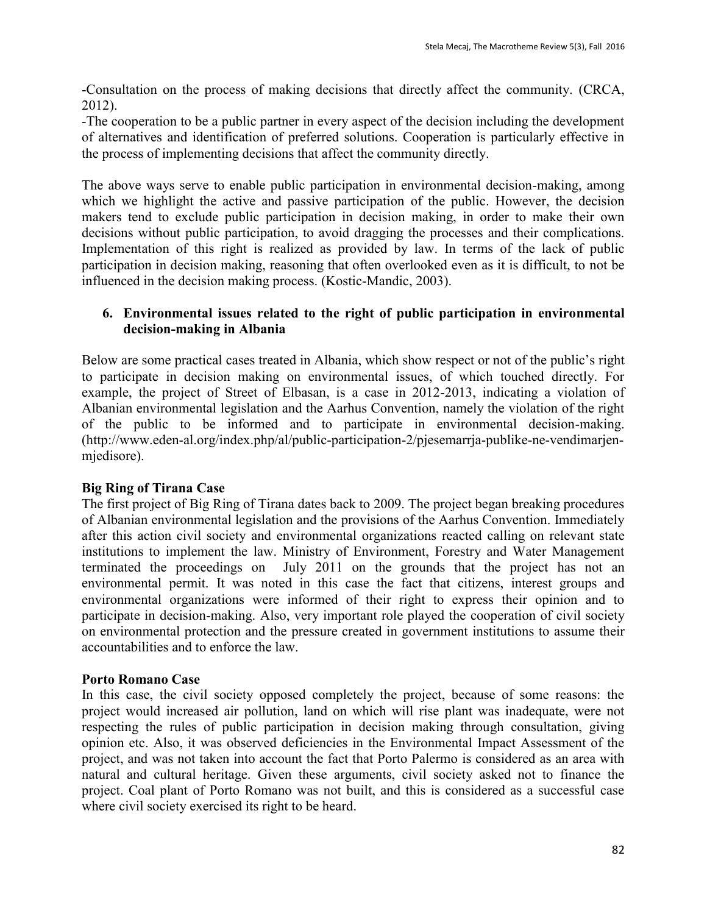-Consultation on the process of making decisions that directly affect the community. (CRCA, 2012).
-The cooperation to be a public partner in every aspect of the decision including the development of alternatives and identification of preferred solutions. Cooperation is particularly effective in the process of implementing decisions that affect the community directly.

The above ways serve to enable public participation in environmental decision-making, among which we highlight the active and passive participation of the public. However, the decision makers tend to exclude public participation in decision making, in order to make their own decisions without public participation, to avoid dragging the processes and their complications. Implementation of this right is realized as provided by law. In terms of the lack of public participation in decision making, reasoning that often overlooked even as it is difficult, to not be influenced in the decision making process. (Kostic-Mandic, 2003).

## 6. Environmental issues related to the right of public participation in environmental decision-making in Albania

Below are some practical cases treated in Albania, which show respect or not of the public's right to participate in decision making on environmental issues, of which touched directly. For example, the project of Street of Elbasan, is a case in 2012-2013, indicating a violation of Albanian environmental legislation and the Aarhus Convention, namely the violation of the right of the public to be informed and to participate in environmental decision-making. (http://www.eden-al.org/index.php/al/public-participation-2/pjesemarrja-publike-ne-vendimarjen-mjedisore).

**Big Ring of Tirana Case**

The first project of Big Ring of Tirana dates back to 2009. The project began breaking procedures of Albanian environmental legislation and the provisions of the Aarhus Convention. Immediately after this action civil society and environmental organizations reacted calling on relevant state institutions to implement the law. Ministry of Environment, Forestry and Water Management terminated the proceedings on July 2011 on the grounds that the project has not an environmental permit. It was noted in this case the fact that citizens, interest groups and environmental organizations were informed of their right to express their opinion and to participate in decision-making. Also, very important role played the cooperation of civil society on environmental protection and the pressure created in government institutions to assume their accountabilities and to enforce the law.

**Porto Romano Case**

In this case, the civil society opposed completely the project, because of some reasons: the project would increased air pollution, land on which will rise plant was inadequate, were not respecting the rules of public participation in decision making through consultation, giving opinion etc. Also, it was observed deficiencies in the Environmental Impact Assessment of the project, and was not taken into account the fact that Porto Palermo is considered as an area with natural and cultural heritage. Given these arguments, civil society asked not to finance the project. Coal plant of Porto Romano was not built, and this is considered as a successful case where civil society exercised its right to be heard.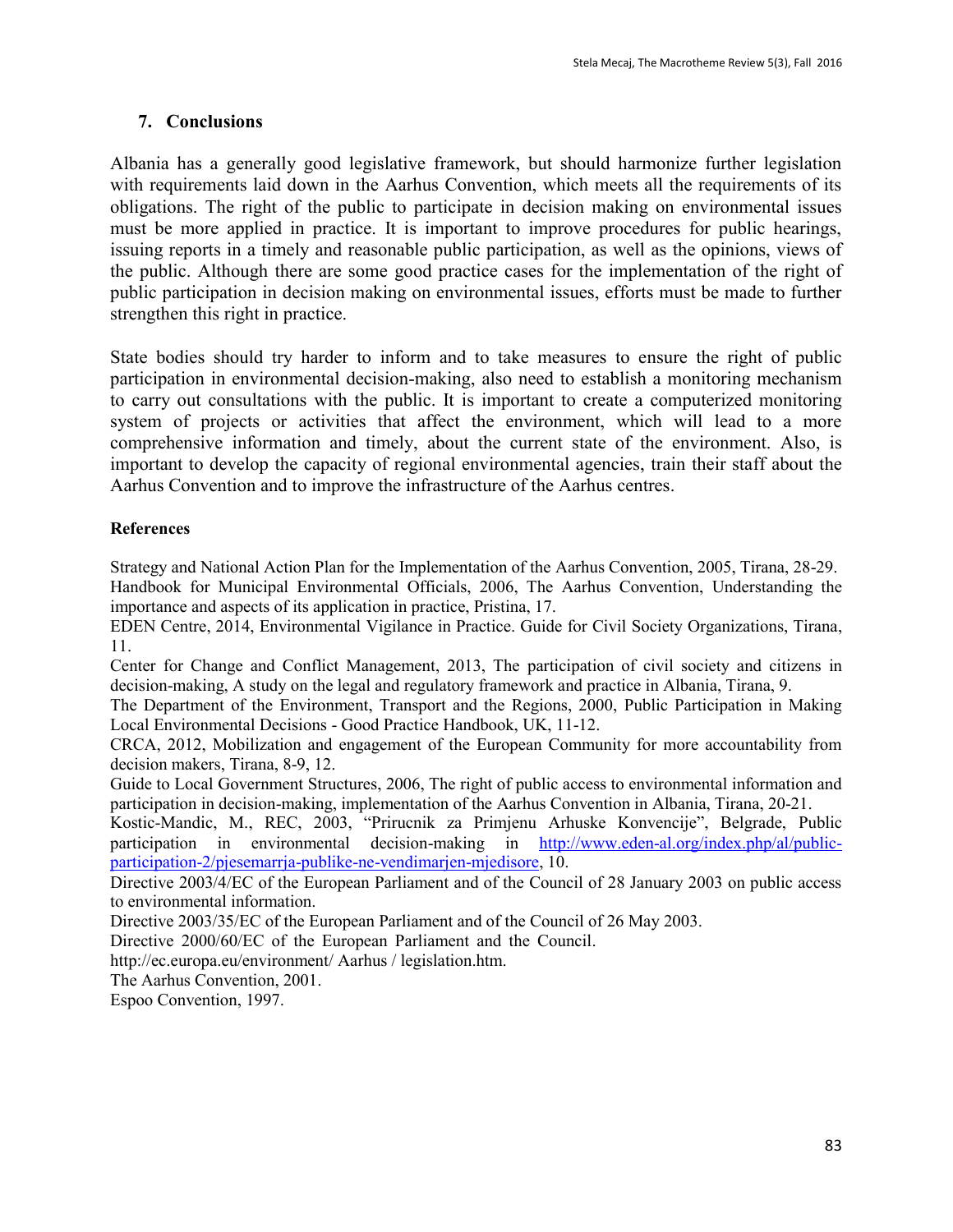## 7. Conclusions

Albania has a generally good legislative framework, but should harmonize further legislation with requirements laid down in the Aarhus Convention, which meets all the requirements of its obligations. The right of the public to participate in decision making on environmental issues must be more applied in practice. It is important to improve procedures for public hearings, issuing reports in a timely and reasonable public participation, as well as the opinions, views of the public. Although there are some good practice cases for the implementation of the right of public participation in decision making on environmental issues, efforts must be made to further strengthen this right in practice.

State bodies should try harder to inform and to take measures to ensure the right of public participation in environmental decision-making, also need to establish a monitoring mechanism to carry out consultations with the public. It is important to create a computerized monitoring system of projects or activities that affect the environment, which will lead to a more comprehensive information and timely, about the current state of the environment. Also, is important to develop the capacity of regional environmental agencies, train their staff about the Aarhus Convention and to improve the infrastructure of the Aarhus centres.

**References**

Strategy and National Action Plan for the Implementation of the Aarhus Convention, 2005, Tirana, 28-29.

Handbook for Municipal Environmental Officials, 2006, The Aarhus Convention, Understanding the importance and aspects of its application in practice, Pristina, 17.

EDEN Centre, 2014, Environmental Vigilance in Practice. Guide for Civil Society Organizations, Tirana, 11.

Center for Change and Conflict Management, 2013, The participation of civil society and citizens in decision-making, A study on the legal and regulatory framework and practice in Albania, Tirana, 9.

The Department of the Environment, Transport and the Regions, 2000, Public Participation in Making Local Environmental Decisions - Good Practice Handbook, UK, 11-12.

CRCA, 2012, Mobilization and engagement of the European Community for more accountability from decision makers, Tirana, 8-9, 12.

Guide to Local Government Structures, 2006, The right of public access to environmental information and participation in decision-making, implementation of the Aarhus Convention in Albania, Tirana, 20-21.

Kostic-Mandic, M., REC, 2003, "Prirucnik za Primjenu Arhuske Konvencije", Belgrade, Public participation in environmental decision-making in http://www.eden-al.org/index.php/al/public-participation-2/pjesemarrja-publike-ne-vendimarjen-mjedisore, 10.

Directive 2003/4/EC of the European Parliament and of the Council of 28 January 2003 on public access to environmental information.

Directive 2003/35/EC of the European Parliament and of the Council of 26 May 2003.

Directive 2000/60/EC of the European Parliament and the Council.

http://ec.europa.eu/environment/ Aarhus / legislation.htm.

The Aarhus Convention, 2001.

Espoo Convention, 1997.